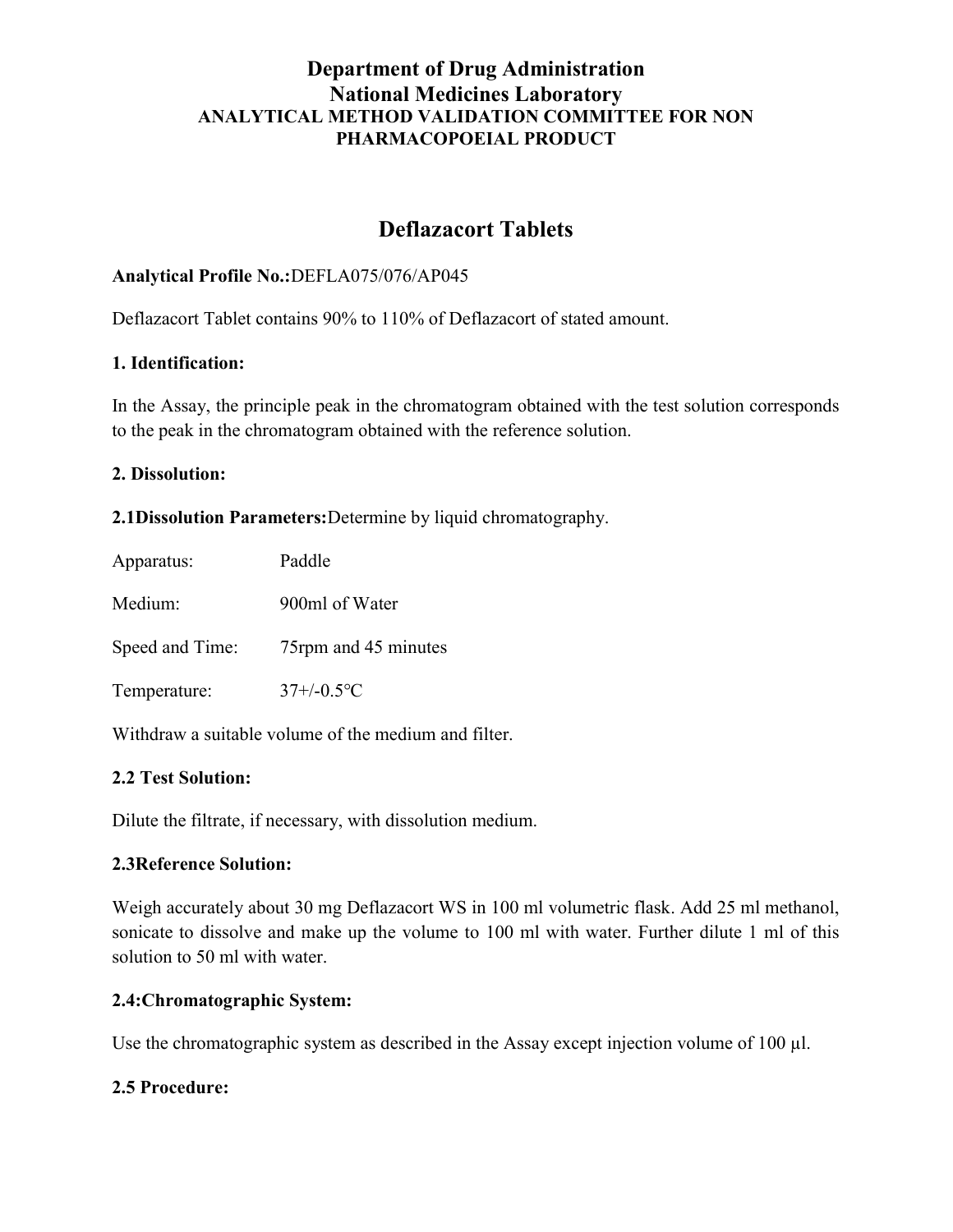# Department of Drug Administration
# National Medicines Laboratory
### ANALYTICAL METHOD VALIDATION COMMITTEE FOR NON PHARMACOPOEIAL PRODUCT

## Deflazacort Tablets

**Analytical Profile No.:**DEFLA075/076/AP045

Deflazacort Tablet contains 90% to 110% of Deflazacort of stated amount.

**1. Identification:**

In the Assay, the principle peak in the chromatogram obtained with the test solution corresponds to the peak in the chromatogram obtained with the reference solution.

**2. Dissolution:**

**2.1Dissolution Parameters:**Determine by liquid chromatography.

| | |
|---|---|
| Apparatus: | Paddle |
| Medium: | 900ml of Water |
| Speed and Time: | 75rpm and 45 minutes |
| Temperature: | 37+/-0.5°C |

Withdraw a suitable volume of the medium and filter.

**2.2 Test Solution:**

Dilute the filtrate, if necessary, with dissolution medium.

**2.3Reference Solution:**

Weigh accurately about 30 mg Deflazacort WS in 100 ml volumetric flask. Add 25 ml methanol, sonicate to dissolve and make up the volume to 100 ml with water. Further dilute 1 ml of this solution to 50 ml with water.

**2.4:Chromatographic System:**

Use the chromatographic system as described in the Assay except injection volume of 100 µl.

**2.5 Procedure:**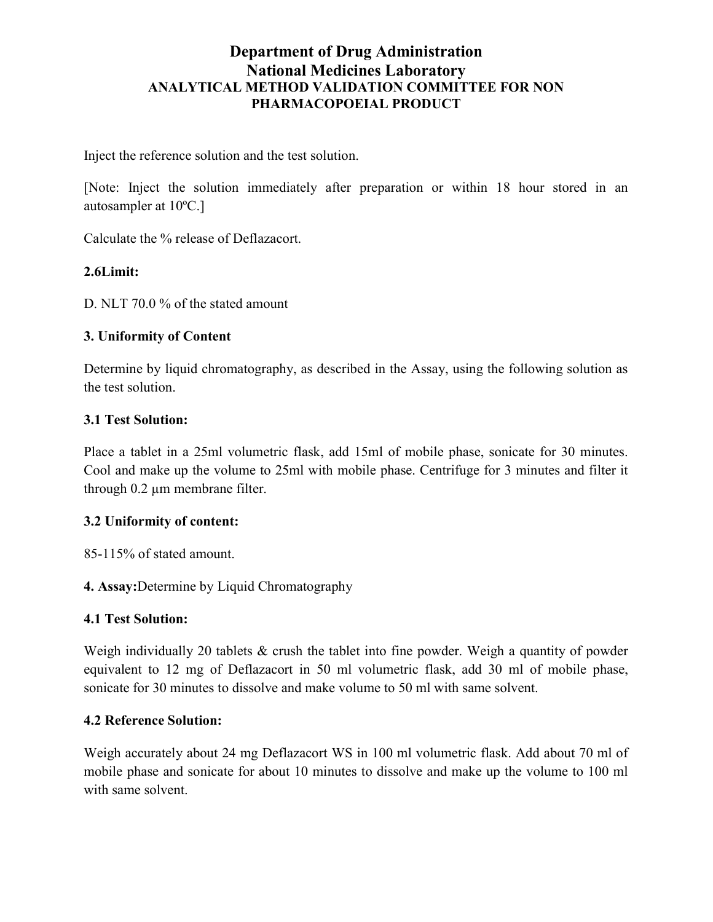Inject the reference solution and the test solution.

[Note: Inject the solution immediately after preparation or within 18 hour stored in an autosampler at 10ºC.]

Calculate the % release of Deflazacort.

**2.6Limit:**

D. NLT 70.0 % of the stated amount

**3. Uniformity of Content**

Determine by liquid chromatography, as described in the Assay, using the following solution as the test solution.

**3.1 Test Solution:**

Place a tablet in a 25ml volumetric flask, add 15ml of mobile phase, sonicate for 30 minutes. Cool and make up the volume to 25ml with mobile phase. Centrifuge for 3 minutes and filter it through 0.2 µm membrane filter.

**3.2 Uniformity of content:**

85-115% of stated amount.

**4. Assay:**Determine by Liquid Chromatography

**4.1 Test Solution:**

Weigh individually 20 tablets & crush the tablet into fine powder. Weigh a quantity of powder equivalent to 12 mg of Deflazacort in 50 ml volumetric flask, add 30 ml of mobile phase, sonicate for 30 minutes to dissolve and make volume to 50 ml with same solvent.

**4.2 Reference Solution:**

Weigh accurately about 24 mg Deflazacort WS in 100 ml volumetric flask. Add about 70 ml of mobile phase and sonicate for about 10 minutes to dissolve and make up the volume to 100 ml with same solvent.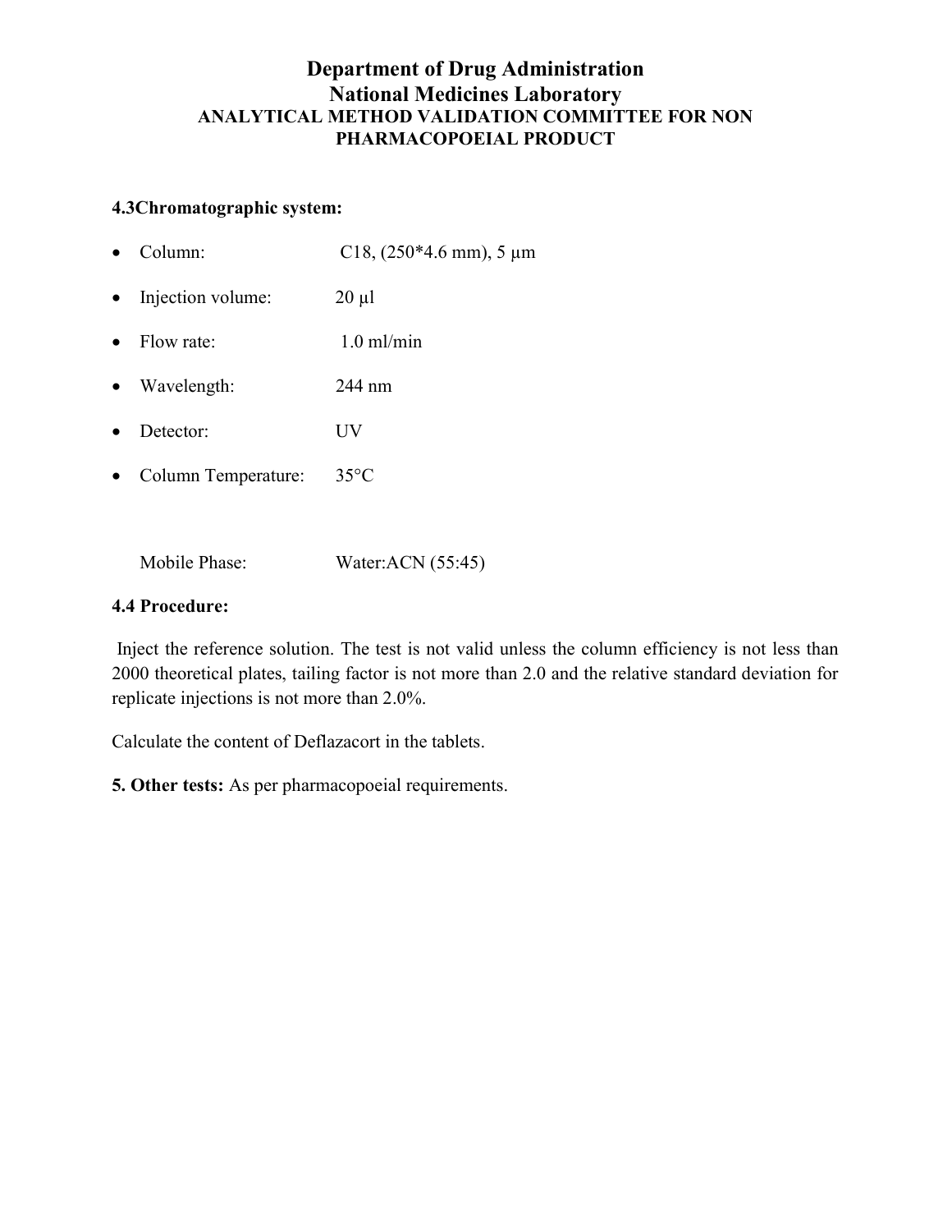# Department of Drug Administration
# National Medicines Laboratory
### ANALYTICAL METHOD VALIDATION COMMITTEE FOR NON PHARMACOPOEIAL PRODUCT

**4.3Chromatographic system:**

- Column: C18, (250*4.6 mm), 5 µm
- Injection volume: 20 µl
- Flow rate: 1.0 ml/min
- Wavelength: 244 nm
- Detector: UV
- Column Temperature: 35°C

Mobile Phase: Water:ACN (55:45)

**4.4 Procedure:**

Inject the reference solution. The test is not valid unless the column efficiency is not less than 2000 theoretical plates, tailing factor is not more than 2.0 and the relative standard deviation for replicate injections is not more than 2.0%.

Calculate the content of Deflazacort in the tablets.

**5. Other tests:** As per pharmacopoeial requirements.